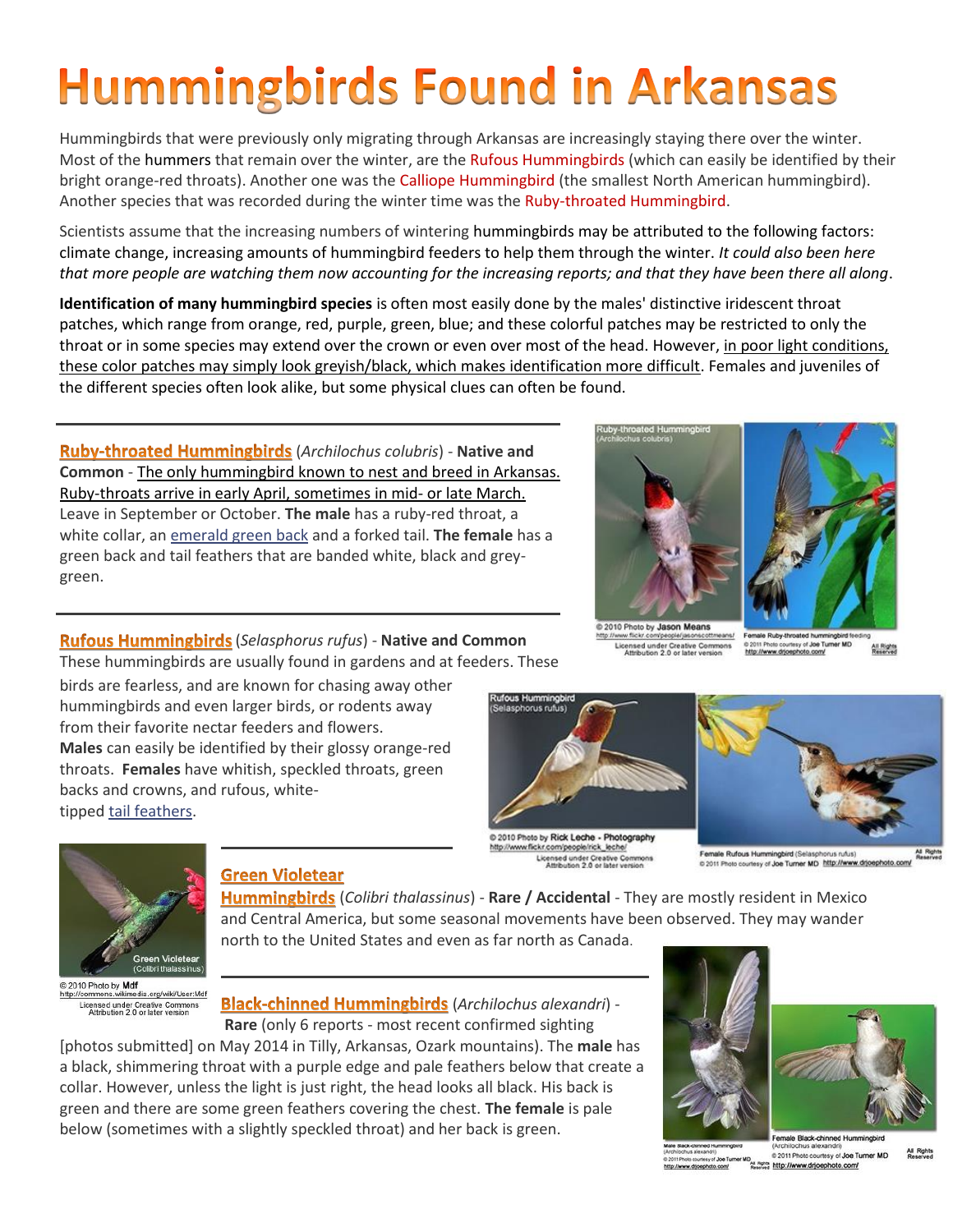# Hummingbirds Found in Arkansas

Hummingbirds that were previously only migrating through Arkansas are increasingly staying there over the winter. Most of the hummers that remain over the winter, are the Rufous Hummingbirds (which can easily be identified by their bright orange-red throats). Another one was the Calliope Hummingbird (the smallest North American hummingbird). Another species that was recorded during the winter time was the Ruby-throated Hummingbird.

Scientists assume that the increasing numbers of wintering hummingbirds may be attributed to the following factors: climate change, increasing amounts of hummingbird feeders to help them through the winter. *It could also been here that more people are watching them now accounting for the increasing reports; and that they have been there all along*.

**Identification of many hummingbird species** is often most easily done by the males' distinctive iridescent throat patches, which range from orange, red, purple, green, blue; and these colorful patches may be restricted to only the throat or in some species may extend over the crown or even over most of the head. However, in poor light conditions, these color patches may simply look greyish/black, which makes identification more difficult. Females and juveniles of the different species often look alike, but some physical clues can often be found.

---

**Ruby-throated Hummingbirds** (*Archilochus colubris*) - **Native and Common** - The only hummingbird known to nest and breed in Arkansas. Ruby-throats arrive in early April, sometimes in mid- or late March. Leave in September or October. **The male** has a ruby-red throat, a white collar, an emerald green back and a forked tail. **The female** has a green back and tail feathers that are banded white, black and grey-green.

Ruby-throated Hummingbird (Archilochus colubris)
© 2010 Photo by Jason Means http://www.flickr.com/people/jasonscottmeans/ Licensed under Creative Commons Attribution 2.0 or later version

Female Ruby-throated hummingbird feeding © 2011 Photo courtesy of Joe Turner MD http://www.drjoephoto.com/ All Rights Reserved

---

**Rufous Hummingbirds** (*Selasphorus rufus*) - **Native and Common**
These hummingbirds are usually found in gardens and at feeders. These birds are fearless, and are known for chasing away other hummingbirds and even larger birds, or rodents away from their favorite nectar feeders and flowers.
**Males** can easily be identified by their glossy orange-red throats. **Females** have whitish, speckled throats, green backs and crowns, and rufous, white-tipped tail feathers.

Rufous Hummingbird (Selasphorus rufus)
© 2010 Photo by Rick Leche - Photography http://www.flickr.com/people/rick_leche/ Licensed under Creative Commons Attribution 2.0 or later version

Female Rufous Hummingbird (Selasphorus rufus) © 2011 Photo courtesy of Joe Turner MD http://www.drjoephoto.com/ All Rights Reserved

---

**Green Violetear Hummingbirds** (*Colibri thalassinus*) - **Rare / Accidental** - They are mostly resident in Mexico and Central America, but some seasonal movements have been observed. They may wander north to the United States and even as far north as Canada.

Green Violetear (Colibri thalassinus)
© 2010 Photo by Mdf http://commons.wikimedia.org/wiki/User:Mdf Licensed under Creative Commons Attribution 2.0 or later version

---

**Black-chinned Hummingbirds** (*Archilochus alexandri*) - **Rare** (only 6 reports - most recent confirmed sighting [photos submitted] on May 2014 in Tilly, Arkansas, Ozark mountains). The **male** has a black, shimmering throat with a purple edge and pale feathers below that create a collar. However, unless the light is just right, the head looks all black. His back is green and there are some green feathers covering the chest. **The female** is pale below (sometimes with a slightly speckled throat) and her back is green.

Male Black-chinned Hummingbird (Archilochus alexandri) © 2011 Photo courtesy of Joe Turner MD http://www.drjoephoto.com/ All Rights Reserved

Female Black-chinned Hummingbird (Archilochus alexandri) © 2011 Photo courtesy of Joe Turner MD http://www.drjoephoto.com/ All Rights Reserved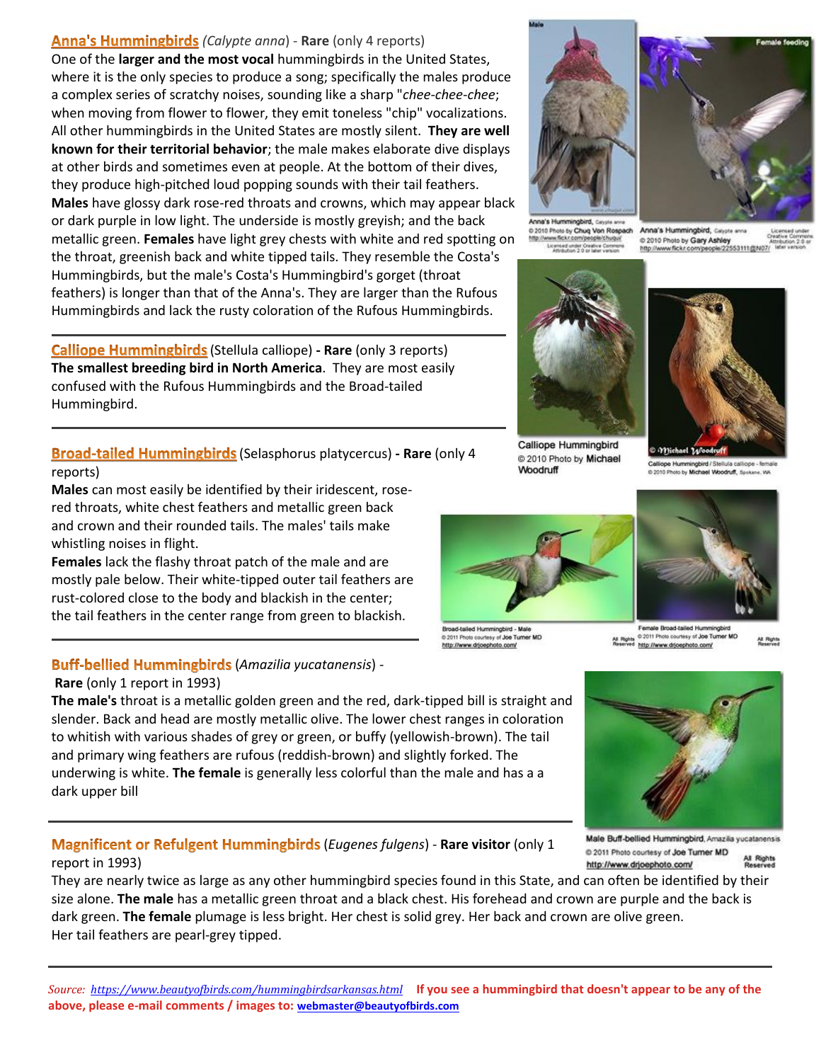**Anna's Hummingbirds** (*Calypte anna*) - **Rare** (only 4 reports)

One of the **larger and the most vocal** hummingbirds in the United States, where it is the only species to produce a song; specifically the males produce a complex series of scratchy noises, sounding like a sharp "*chee-chee-chee*; when moving from flower to flower, they emit toneless "chip" vocalizations. All other hummingbirds in the United States are mostly silent. **They are well known for their territorial behavior**; the male makes elaborate dive displays at other birds and sometimes even at people. At the bottom of their dives, they produce high-pitched loud popping sounds with their tail feathers. **Males** have glossy dark rose-red throats and crowns, which may appear black or dark purple in low light. The underside is mostly greyish; and the back metallic green. **Females** have light grey chests with white and red spotting on the throat, greenish back and white tipped tails. They resemble the Costa's Hummingbirds, but the male's Costa's Hummingbird's gorget (throat feathers) is longer than that of the Anna's. They are larger than the Rufous Hummingbirds and lack the rusty coloration of the Rufous Hummingbirds.

Male

Anna's Hummingbird, Calypte anna
© 2010 Photo by Chuq Von Rospach
http://www.flickr.com/people/chuqui/
Licensed under Creative Commons Attribution 2.0 or later version

Female feeding

Anna's Hummingbird, Calypte anna
© 2010 Photo by Gary Ashley
http://www.flickr.com/people/22553111@N07/
Licensed under Creative Commons Attribution 2.0 or later version

---

**Calliope Hummingbirds** (Stellula calliope) **- Rare** (only 3 reports)

**The smallest breeding bird in North America**. They are most easily confused with the Rufous Hummingbirds and the Broad-tailed Hummingbird.

Calliope Hummingbird
© 2010 Photo by Michael Woodruff

© Michael Woodruff

Calliope Hummingbird / Stellula calliope - female
© 2010 Photo by Michael Woodruff, Spokane, WA

---

**Broad-tailed Hummingbirds** (Selasphorus platycercus) **- Rare** (only 4 reports)

**Males** can most easily be identified by their iridescent, rose-red throats, white chest feathers and metallic green back and crown and their rounded tails. The males' tails make whistling noises in flight.

**Females** lack the flashy throat patch of the male and are mostly pale below. Their white-tipped outer tail feathers are rust-colored close to the body and blackish in the center; the tail feathers in the center range from green to blackish.

Broad-tailed Hummingbird - Male
© 2011 Photo courtesy of Joe Turner MD
http://www.drjoephoto.com/
All Rights Reserved

Female Broad-tailed Hummingbird
© 2011 Photo courtesy of Joe Turner MD
http://www.drjoephoto.com/
All Rights Reserved

---

**Buff-bellied Hummingbirds** (*Amazilia yucatanensis*) - **Rare** (only 1 report in 1993)

**The male's** throat is a metallic golden green and the red, dark-tipped bill is straight and slender. Back and head are mostly metallic olive. The lower chest ranges in coloration to whitish with various shades of grey or green, or buffy (yellowish-brown). The tail and primary wing feathers are rufous (reddish-brown) and slightly forked. The underwing is white. **The female** is generally less colorful than the male and has a a dark upper bill

Male Buff-bellied Hummingbird, Amazilia yucatanensis
© 2011 Photo courtesy of Joe Turner MD
http://www.drjoephoto.com/
All Rights Reserved

---

**Magnificent or Refulgent Hummingbirds** (*Eugenes fulgens*) - **Rare visitor** (only 1 report in 1993)

They are nearly twice as large as any other hummingbird species found in this State, and can often be identified by their size alone. **The male** has a metallic green throat and a black chest. His forehead and crown are purple and the back is dark green. **The female** plumage is less bright. Her chest is solid grey. Her back and crown are olive green. Her tail feathers are pearl-grey tipped.

---

*Source: https://www.beautyofbirds.com/hummingbirdsarkansas.html* **If you see a hummingbird that doesn't appear to be any of the above, please e-mail comments / images to: webmaster@beautyofbirds.com**